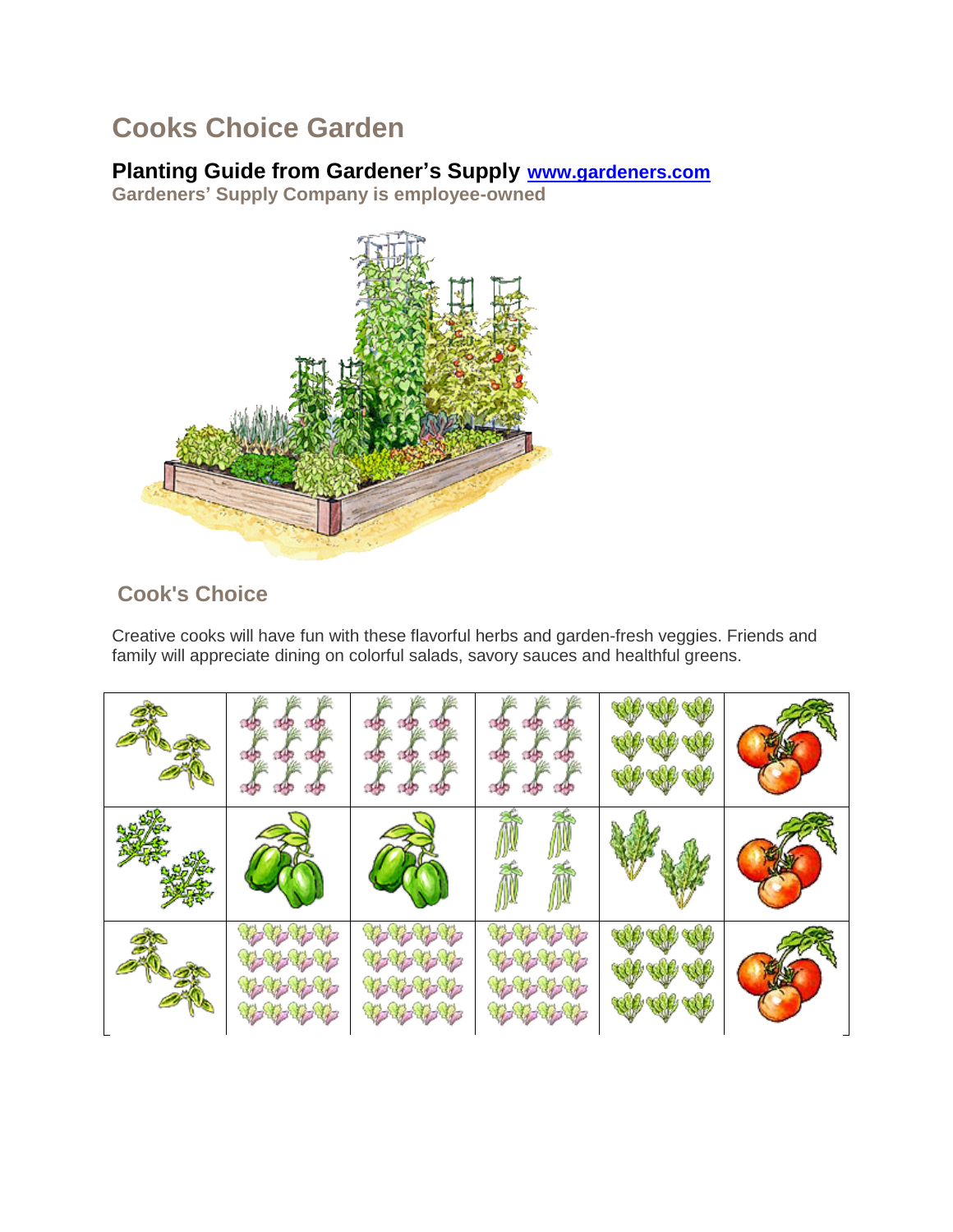# Cooks Choice Garden

## Planting Guide from Gardener's Supply [www.gardeners.com](http://www.gardeners.com)

**Gardeners' Supply Company is employee-owned**

## Cook's Choice

Creative cooks will have fun with these flavorful herbs and garden-fresh veggies. Friends and family will appreciate dining on colorful salads, savory sauces and healthful greens.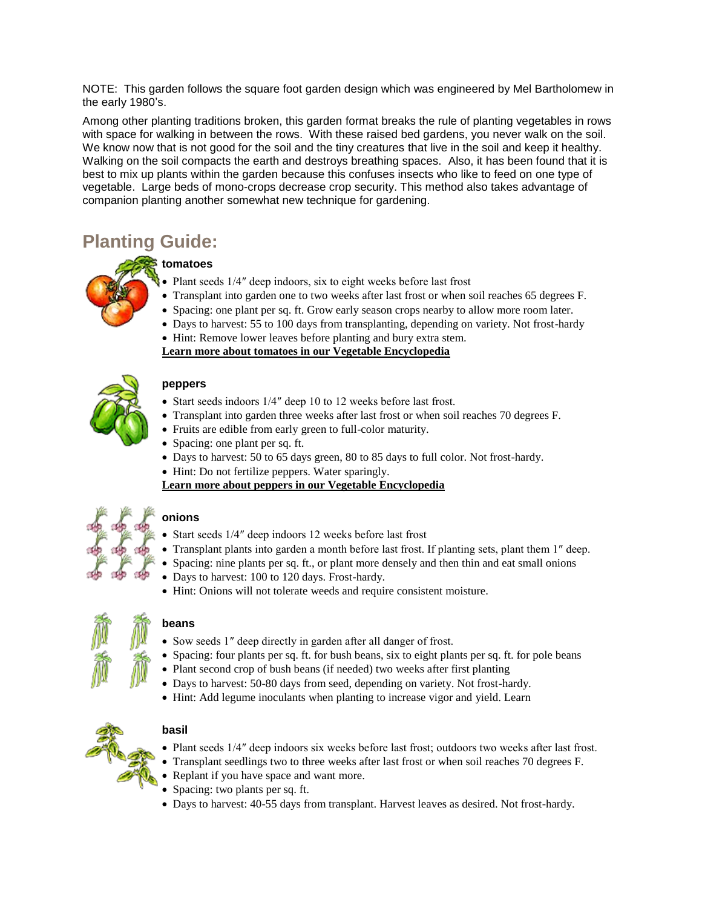NOTE: This garden follows the square foot garden design which was engineered by Mel Bartholomew in the early 1980's.

Among other planting traditions broken, this garden format breaks the rule of planting vegetables in rows with space for walking in between the rows. With these raised bed gardens, you never walk on the soil. We know now that is not good for the soil and the tiny creatures that live in the soil and keep it healthy. Walking on the soil compacts the earth and destroys breathing spaces. Also, it has been found that it is best to mix up plants within the garden because this confuses insects who like to feed on one type of vegetable. Large beds of mono-crops decrease crop security. This method also takes advantage of companion planting another somewhat new technique for gardening.

## Planting Guide:

### tomatoes

- Plant seeds 1/4″ deep indoors, six to eight weeks before last frost
- Transplant into garden one to two weeks after last frost or when soil reaches 65 degrees F.
- Spacing: one plant per sq. ft. Grow early season crops nearby to allow more room later.
- Days to harvest: 55 to 100 days from transplanting, depending on variety. Not frost-hardy
- Hint: Remove lower leaves before planting and bury extra stem.

**Learn more about tomatoes in our Vegetable Encyclopedia**

### peppers

- Start seeds indoors 1/4″ deep 10 to 12 weeks before last frost.
- Transplant into garden three weeks after last frost or when soil reaches 70 degrees F.
- Fruits are edible from early green to full-color maturity.
- Spacing: one plant per sq. ft.
- Days to harvest: 50 to 65 days green, 80 to 85 days to full color. Not frost-hardy.
- Hint: Do not fertilize peppers. Water sparingly.

**Learn more about peppers in our Vegetable Encyclopedia**

### onions

- Start seeds 1/4″ deep indoors 12 weeks before last frost
- Transplant plants into garden a month before last frost. If planting sets, plant them 1″ deep.
- Spacing: nine plants per sq. ft., or plant more densely and then thin and eat small onions
- Days to harvest: 100 to 120 days. Frost-hardy.
- Hint: Onions will not tolerate weeds and require consistent moisture.

### beans

- Sow seeds 1″ deep directly in garden after all danger of frost.
- Spacing: four plants per sq. ft. for bush beans, six to eight plants per sq. ft. for pole beans
- Plant second crop of bush beans (if needed) two weeks after first planting
- Days to harvest: 50-80 days from seed, depending on variety. Not frost-hardy.
- Hint: Add legume inoculants when planting to increase vigor and yield. Learn

### basil

- Plant seeds 1/4″ deep indoors six weeks before last frost; outdoors two weeks after last frost.
- Transplant seedlings two to three weeks after last frost or when soil reaches 70 degrees F.
- Replant if you have space and want more.
- Spacing: two plants per sq. ft.
- Days to harvest: 40-55 days from transplant. Harvest leaves as desired. Not frost-hardy.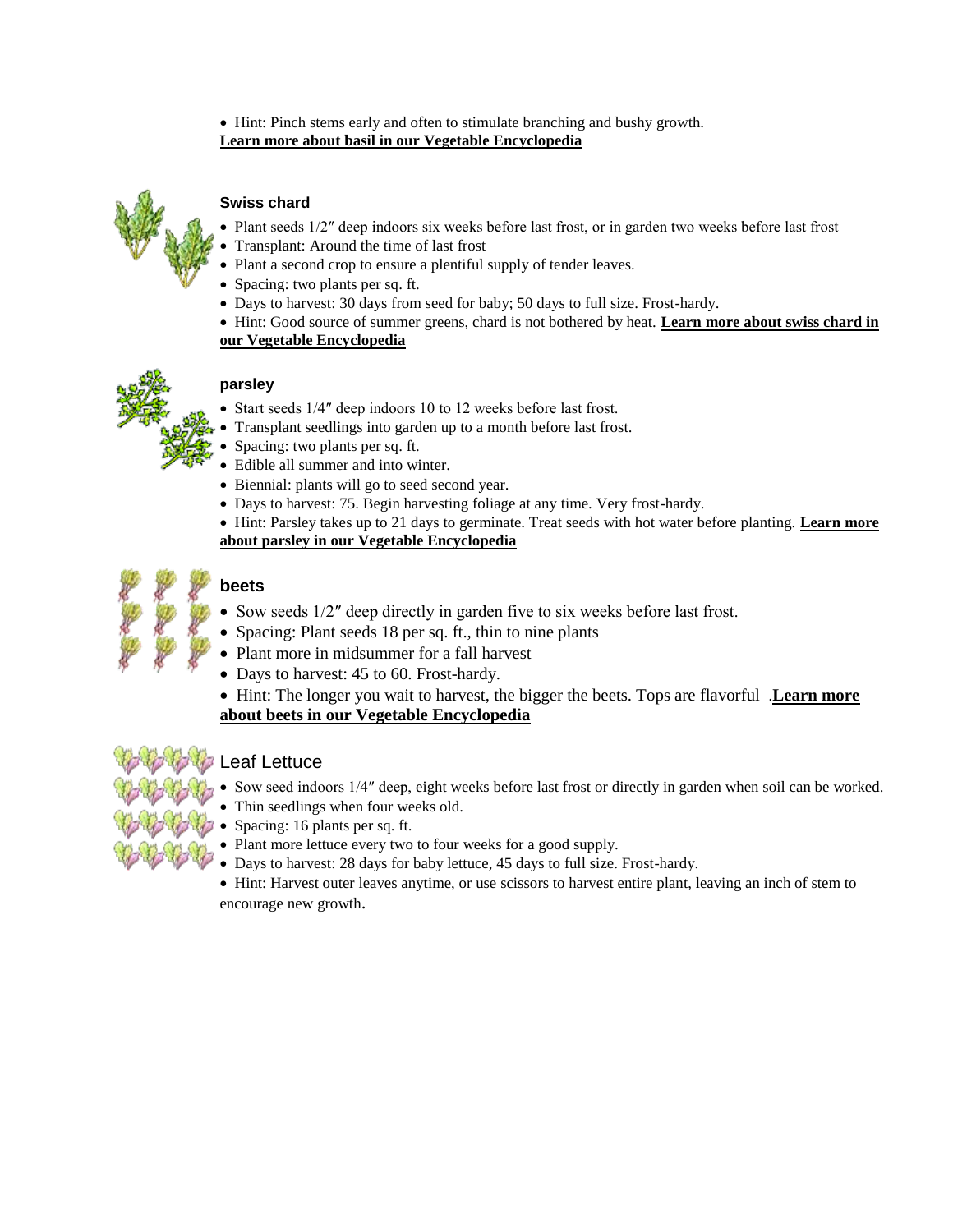- Hint: Pinch stems early and often to stimulate branching and bushy growth.

**Learn more about basil in our Vegetable Encyclopedia**

### Swiss chard

- Plant seeds 1/2″ deep indoors six weeks before last frost, or in garden two weeks before last frost
- Transplant: Around the time of last frost
- Plant a second crop to ensure a plentiful supply of tender leaves.
- Spacing: two plants per sq. ft.
- Days to harvest: 30 days from seed for baby; 50 days to full size. Frost-hardy.
- Hint: Good source of summer greens, chard is not bothered by heat. **Learn more about swiss chard in our Vegetable Encyclopedia**

### parsley

- Start seeds 1/4″ deep indoors 10 to 12 weeks before last frost.
- Transplant seedlings into garden up to a month before last frost.
- Spacing: two plants per sq. ft.
- Edible all summer and into winter.
- Biennial: plants will go to seed second year.
- Days to harvest: 75. Begin harvesting foliage at any time. Very frost-hardy.
- Hint: Parsley takes up to 21 days to germinate. Treat seeds with hot water before planting. **Learn more about parsley in our Vegetable Encyclopedia**

### beets

- Sow seeds 1/2″ deep directly in garden five to six weeks before last frost.
- Spacing: Plant seeds 18 per sq. ft., thin to nine plants
- Plant more in midsummer for a fall harvest
- Days to harvest: 45 to 60. Frost-hardy.
- Hint: The longer you wait to harvest, the bigger the beets. Tops are flavorful .**Learn more about beets in our Vegetable Encyclopedia**

### Leaf Lettuce

- Sow seed indoors 1/4″ deep, eight weeks before last frost or directly in garden when soil can be worked.
- Thin seedlings when four weeks old.
- Spacing: 16 plants per sq. ft.
- Plant more lettuce every two to four weeks for a good supply.
- Days to harvest: 28 days for baby lettuce, 45 days to full size. Frost-hardy.
- Hint: Harvest outer leaves anytime, or use scissors to harvest entire plant, leaving an inch of stem to encourage new growth.